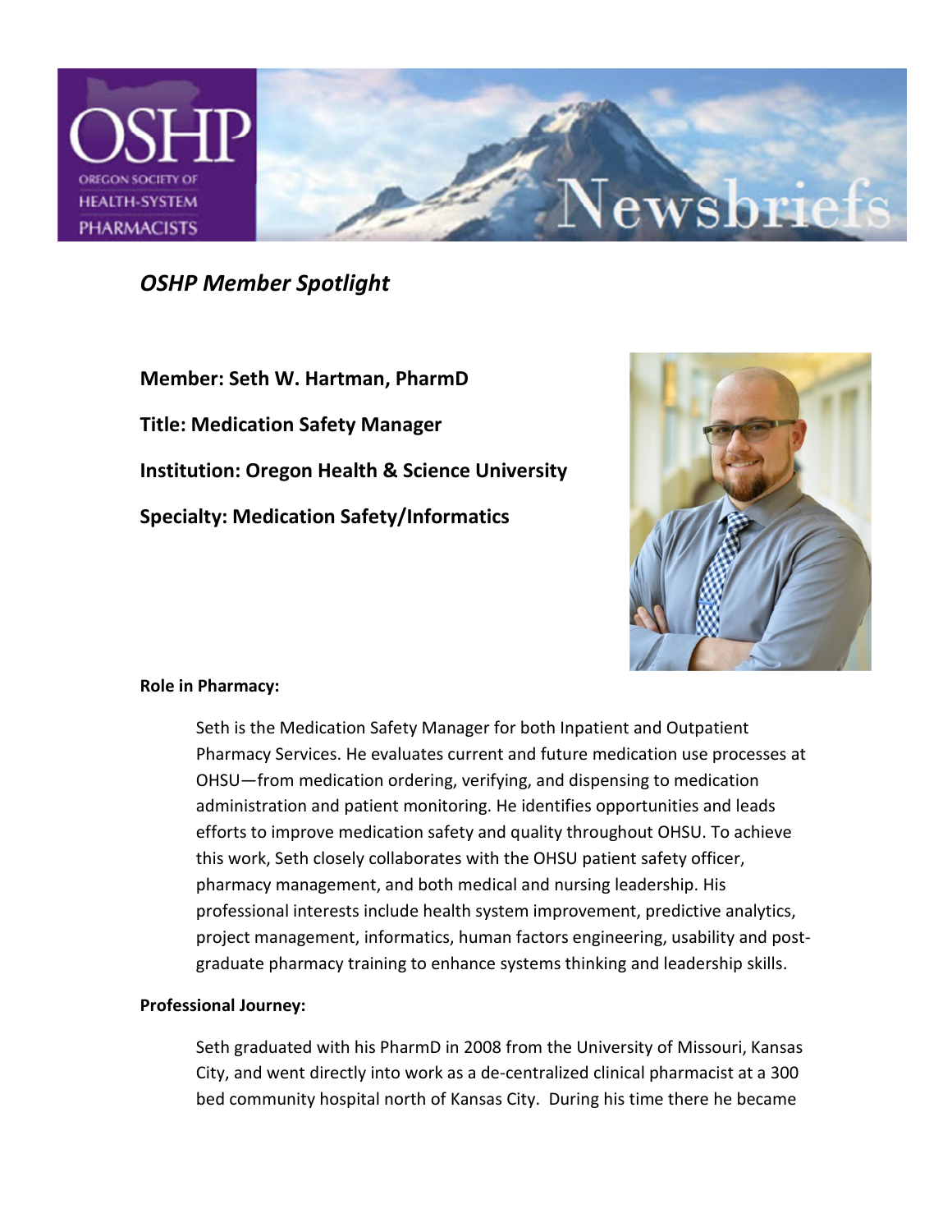*OSHP Member Spotlight*

**Member: Seth W. Hartman, PharmD**

**Title: Medication Safety Manager**

**Institution: Oregon Health & Science University**

**Specialty: Medication Safety/Informatics**

**Role in Pharmacy:**

Seth is the Medication Safety Manager for both Inpatient and Outpatient Pharmacy Services. He evaluates current and future medication use processes at OHSU—from medication ordering, verifying, and dispensing to medication administration and patient monitoring. He identifies opportunities and leads efforts to improve medication safety and quality throughout OHSU. To achieve this work, Seth closely collaborates with the OHSU patient safety officer, pharmacy management, and both medical and nursing leadership. His professional interests include health system improvement, predictive analytics, project management, informatics, human factors engineering, usability and post-graduate pharmacy training to enhance systems thinking and leadership skills.

**Professional Journey:**

Seth graduated with his PharmD in 2008 from the University of Missouri, Kansas City, and went directly into work as a de-centralized clinical pharmacist at a 300 bed community hospital north of Kansas City. During his time there he became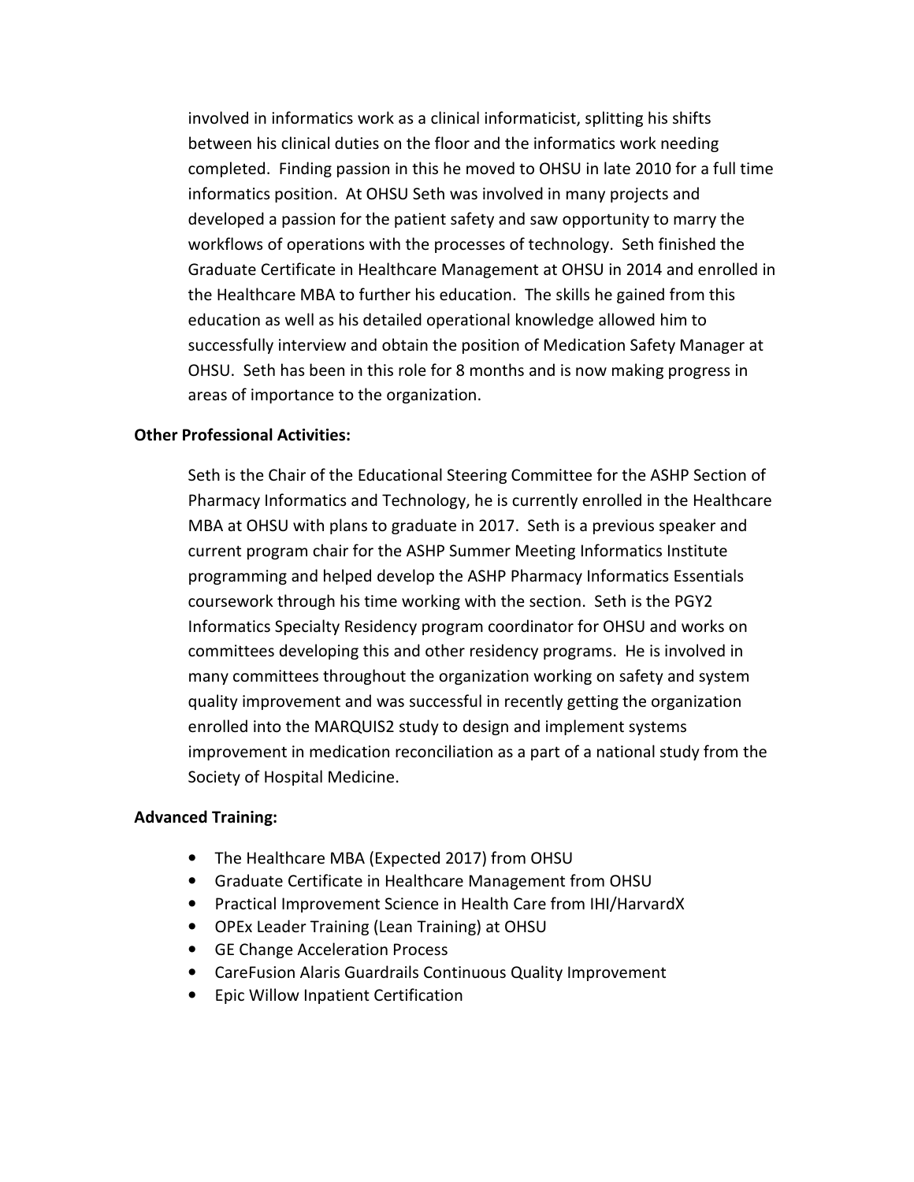involved in informatics work as a clinical informaticist, splitting his shifts between his clinical duties on the floor and the informatics work needing completed. Finding passion in this he moved to OHSU in late 2010 for a full time informatics position. At OHSU Seth was involved in many projects and developed a passion for the patient safety and saw opportunity to marry the workflows of operations with the processes of technology. Seth finished the Graduate Certificate in Healthcare Management at OHSU in 2014 and enrolled in the Healthcare MBA to further his education. The skills he gained from this education as well as his detailed operational knowledge allowed him to successfully interview and obtain the position of Medication Safety Manager at OHSU. Seth has been in this role for 8 months and is now making progress in areas of importance to the organization.

**Other Professional Activities:**

Seth is the Chair of the Educational Steering Committee for the ASHP Section of Pharmacy Informatics and Technology, he is currently enrolled in the Healthcare MBA at OHSU with plans to graduate in 2017. Seth is a previous speaker and current program chair for the ASHP Summer Meeting Informatics Institute programming and helped develop the ASHP Pharmacy Informatics Essentials coursework through his time working with the section. Seth is the PGY2 Informatics Specialty Residency program coordinator for OHSU and works on committees developing this and other residency programs. He is involved in many committees throughout the organization working on safety and system quality improvement and was successful in recently getting the organization enrolled into the MARQUIS2 study to design and implement systems improvement in medication reconciliation as a part of a national study from the Society of Hospital Medicine.

**Advanced Training:**

- The Healthcare MBA (Expected 2017) from OHSU
- Graduate Certificate in Healthcare Management from OHSU
- Practical Improvement Science in Health Care from IHI/HarvardX
- OPEx Leader Training (Lean Training) at OHSU
- GE Change Acceleration Process
- CareFusion Alaris Guardrails Continuous Quality Improvement
- Epic Willow Inpatient Certification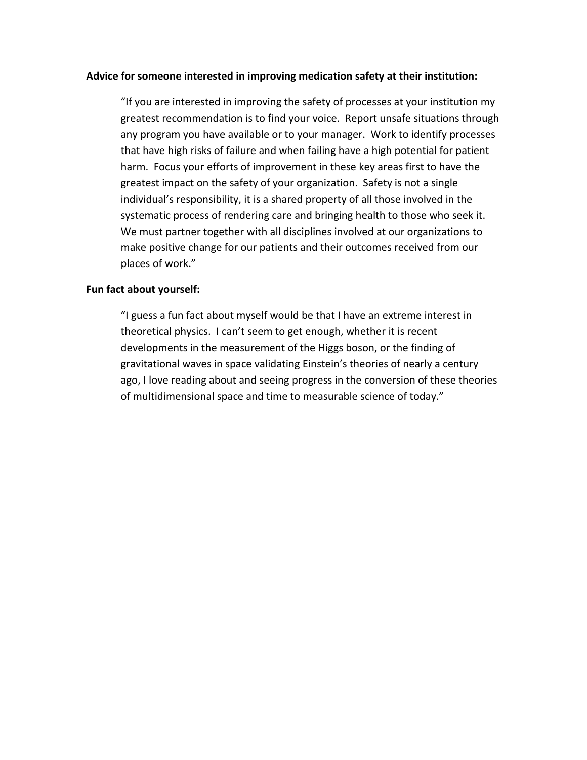**Advice for someone interested in improving medication safety at their institution:**

"If you are interested in improving the safety of processes at your institution my greatest recommendation is to find your voice. Report unsafe situations through any program you have available or to your manager. Work to identify processes that have high risks of failure and when failing have a high potential for patient harm. Focus your efforts of improvement in these key areas first to have the greatest impact on the safety of your organization. Safety is not a single individual's responsibility, it is a shared property of all those involved in the systematic process of rendering care and bringing health to those who seek it. We must partner together with all disciplines involved at our organizations to make positive change for our patients and their outcomes received from our places of work."

**Fun fact about yourself:**

"I guess a fun fact about myself would be that I have an extreme interest in theoretical physics. I can't seem to get enough, whether it is recent developments in the measurement of the Higgs boson, or the finding of gravitational waves in space validating Einstein's theories of nearly a century ago, I love reading about and seeing progress in the conversion of these theories of multidimensional space and time to measurable science of today."